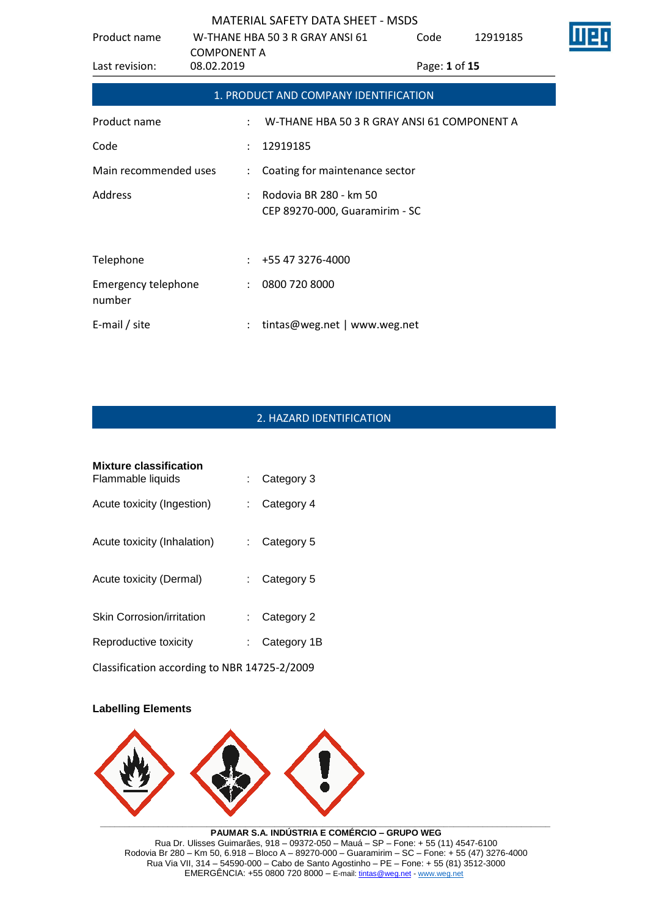## 1. PRODUCT AND COMPANY IDENTIFICATION

| | | |
|---|---|---|
| Product name | : | W-THANE HBA 50 3 R GRAY ANSI 61 COMPONENT A |
| Code | : | 12919185 |
| Main recommended uses | : | Coating for maintenance sector |
| Address | : | Rodovia BR 280 - km 50<br>CEP 89270-000, Guaramirim - SC |
| Telephone | : | +55 47 3276-4000 |
| Emergency telephone number | : | 0800 720 8000 |
| E-mail / site | : | tintas@weg.net \| www.weg.net |

## 2. HAZARD IDENTIFICATION

**Mixture classification**

| | | |
|---|---|---|
| Flammable liquids | : | Category 3 |
| Acute toxicity (Ingestion) | : | Category 4 |
| Acute toxicity (Inhalation) | : | Category 5 |
| Acute toxicity (Dermal) | : | Category 5 |
| Skin Corrosion/irritation | : | Category 2 |
| Reproductive toxicity | : | Category 1B |

Classification according to NBR 14725-2/2009

**Labelling Elements**

**PAUMAR S.A. INDÚSTRIA E COMÉRCIO – GRUPO WEG**
Rua Dr. Ulisses Guimarães, 918 – 09372-050 – Mauá – SP – Fone: + 55 (11) 4547-6100
Rodovia Br 280 – Km 50, 6.918 – Bloco A – 89270-000 – Guaramirim – SC – Fone: + 55 (47) 3276-4000
Rua Via VII, 314 – 54590-000 – Cabo de Santo Agostinho – PE – Fone: + 55 (81) 3512-3000
EMERGÊNCIA: +55 0800 720 8000 – E-mail: tintas@weg.net - www.weg.net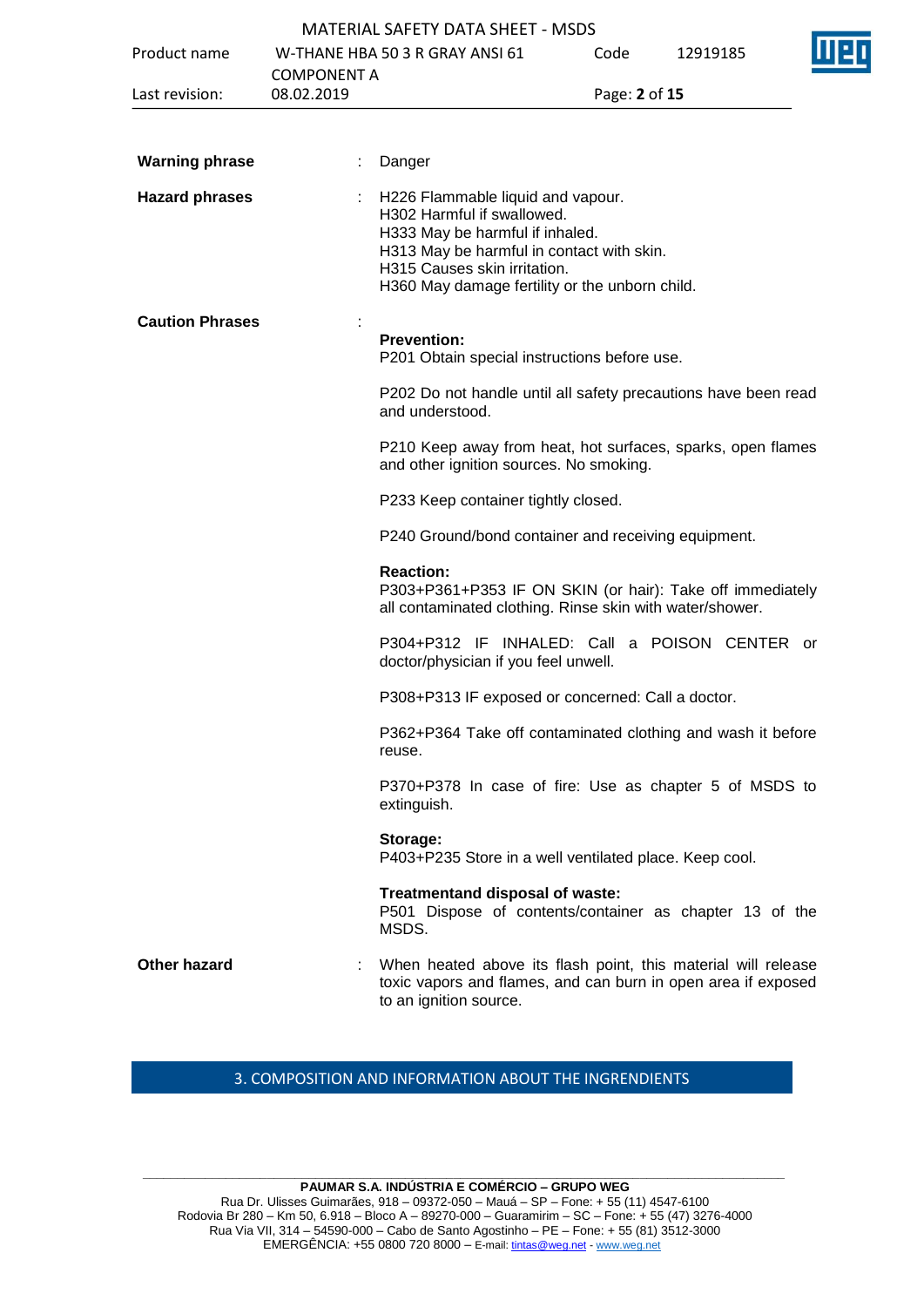**Warning phrase** : Danger

**Hazard phrases** : H226 Flammable liquid and vapour.
H302 Harmful if swallowed.
H333 May be harmful if inhaled.
H313 May be harmful in contact with skin.
H315 Causes skin irritation.
H360 May damage fertility or the unborn child.

**Caution Phrases** :

**Prevention:**
P201 Obtain special instructions before use.

P202 Do not handle until all safety precautions have been read and understood.

P210 Keep away from heat, hot surfaces, sparks, open flames and other ignition sources. No smoking.

P233 Keep container tightly closed.

P240 Ground/bond container and receiving equipment.

**Reaction:**
P303+P361+P353 IF ON SKIN (or hair): Take off immediately all contaminated clothing. Rinse skin with water/shower.

P304+P312 IF INHALED: Call a POISON CENTER or doctor/physician if you feel unwell.

P308+P313 IF exposed or concerned: Call a doctor.

P362+P364 Take off contaminated clothing and wash it before reuse.

P370+P378 In case of fire: Use as chapter 5 of MSDS to extinguish.

**Storage:**
P403+P235 Store in a well ventilated place. Keep cool.

**Treatmentand disposal of waste:**
P501 Dispose of contents/container as chapter 13 of the MSDS.

**Other hazard** : When heated above its flash point, this material will release toxic vapors and flames, and can burn in open area if exposed to an ignition source.

## 3. COMPOSITION AND INFORMATION ABOUT THE INGRENDIENTS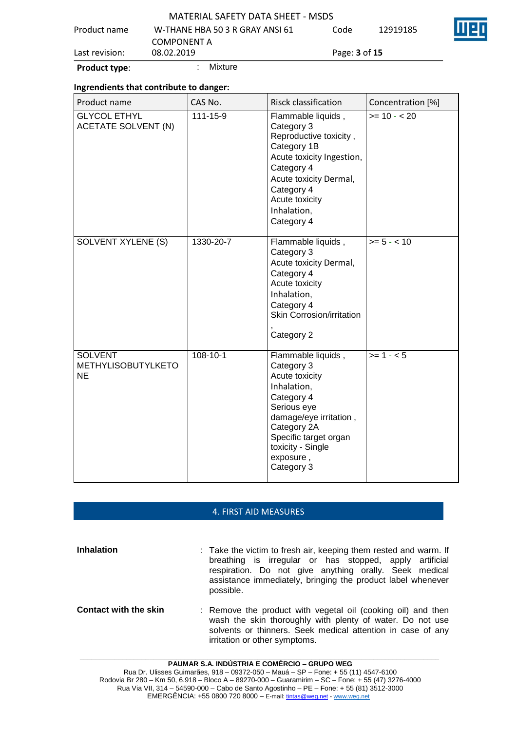**Product type**: : Mixture

**Ingrendients that contribute to danger:**

| Product name | CAS No. | Risck classification | Concentration [%] |
|---|---|---|---|
| GLYCOL ETHYL ACETATE SOLVENT (N) | 111-15-9 | Flammable liquids , Category 3 Reproductive toxicity , Category 1B Acute toxicity Ingestion, Category 4 Acute toxicity Dermal, Category 4 Acute toxicity Inhalation, Category 4 | >= 10 - < 20 |
| SOLVENT XYLENE (S) | 1330-20-7 | Flammable liquids , Category 3 Acute toxicity Dermal, Category 4 Acute toxicity Inhalation, Category 4 Skin Corrosion/irritation , Category 2 | >= 5 - < 10 |
| SOLVENT METHYLISOBUTYLKETONE | 108-10-1 | Flammable liquids , Category 3 Acute toxicity Inhalation, Category 4 Serious eye damage/eye irritation , Category 2A Specific target organ toxicity - Single exposure , Category 3 | >= 1 - < 5 |

## 4. FIRST AID MEASURES

**Inhalation** : Take the victim to fresh air, keeping them rested and warm. If breathing is irregular or has stopped, apply artificial respiration. Do not give anything orally. Seek medical assistance immediately, bringing the product label whenever possible.

**Contact with the skin** : Remove the product with vegetal oil (cooking oil) and then wash the skin thoroughly with plenty of water. Do not use solvents or thinners. Seek medical attention in case of any irritation or other symptoms.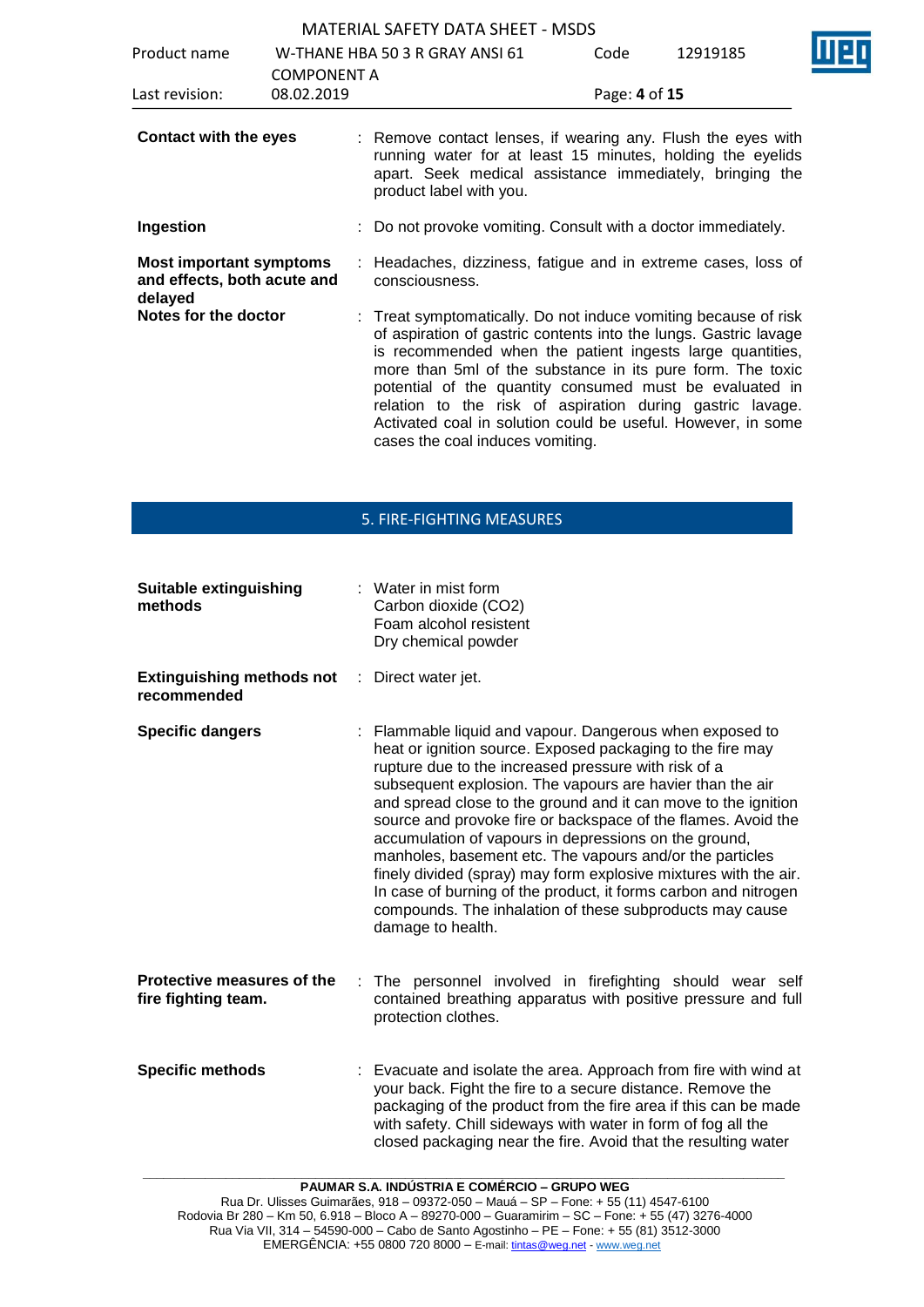**Contact with the eyes** : Remove contact lenses, if wearing any. Flush the eyes with running water for at least 15 minutes, holding the eyelids apart. Seek medical assistance immediately, bringing the product label with you.

**Ingestion** : Do not provoke vomiting. Consult with a doctor immediately.

**Most important symptoms and effects, both acute and delayed** : Headaches, dizziness, fatigue and in extreme cases, loss of consciousness.

**Notes for the doctor** : Treat symptomatically. Do not induce vomiting because of risk of aspiration of gastric contents into the lungs. Gastric lavage is recommended when the patient ingests large quantities, more than 5ml of the substance in its pure form. The toxic potential of the quantity consumed must be evaluated in relation to the risk of aspiration during gastric lavage. Activated coal in solution could be useful. However, in some cases the coal induces vomiting.

## 5. FIRE-FIGHTING MEASURES

**Suitable extinguishing methods** : Water in mist form
Carbon dioxide ($CO_2$)
Foam alcohol resistent
Dry chemical powder

**Extinguishing methods not recommended** : Direct water jet.

**Specific dangers** : Flammable liquid and vapour. Dangerous when exposed to heat or ignition source. Exposed packaging to the fire may rupture due to the increased pressure with risk of a subsequent explosion. The vapours are havier than the air and spread close to the ground and it can move to the ignition source and provoke fire or backspace of the flames. Avoid the accumulation of vapours in depressions on the ground, manholes, basement etc. The vapours and/or the particles finely divided (spray) may form explosive mixtures with the air. In case of burning of the product, it forms carbon and nitrogen compounds. The inhalation of these subproducts may cause damage to health.

**Protective measures of the fire fighting team.** : The personnel involved in firefighting should wear self contained breathing apparatus with positive pressure and full protection clothes.

**Specific methods** : Evacuate and isolate the area. Approach from fire with wind at your back. Fight the fire to a secure distance. Remove the packaging of the product from the fire area if this can be made with safety. Chill sideways with water in form of fog all the closed packaging near the fire. Avoid that the resulting water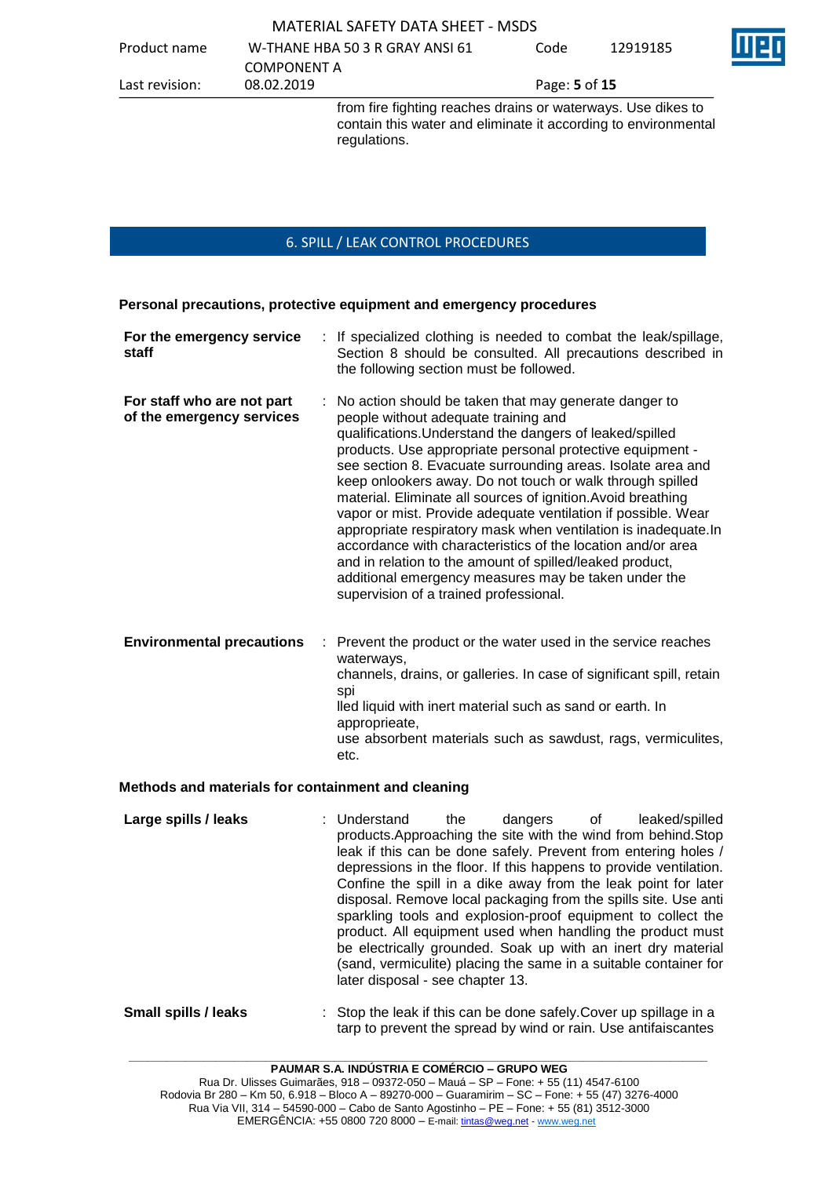from fire fighting reaches drains or waterways. Use dikes to contain this water and eliminate it according to environmental regulations.

## 6. SPILL / LEAK CONTROL PROCEDURES

### Personal precautions, protective equipment and emergency procedures

**For the emergency service staff** : If specialized clothing is needed to combat the leak/spillage, Section 8 should be consulted. All precautions described in the following section must be followed.

**For staff who are not part of the emergency services** : No action should be taken that may generate danger to people without adequate training and qualifications.Understand the dangers of leaked/spilled products. Use appropriate personal protective equipment - see section 8. Evacuate surrounding areas. Isolate area and keep onlookers away. Do not touch or walk through spilled material. Eliminate all sources of ignition.Avoid breathing vapor or mist. Provide adequate ventilation if possible. Wear appropriate respiratory mask when ventilation is inadequate.In accordance with characteristics of the location and/or area and in relation to the amount of spilled/leaked product, additional emergency measures may be taken under the supervision of a trained professional.

**Environmental precautions** : Prevent the product or the water used in the service reaches waterways,
channels, drains, or galleries. In case of significant spill, retain spi
lled liquid with inert material such as sand or earth. In appropriеate,
use absorbent materials such as sawdust, rags, vermiculites, etc.

### Methods and materials for containment and cleaning

**Large spills / leaks** : Understand the dangers of leaked/spilled products.Approaching the site with the wind from behind.Stop leak if this can be done safely. Prevent from entering holes / depressions in the floor. If this happens to provide ventilation. Confine the spill in a dike away from the leak point for later disposal. Remove local packaging from the spills site. Use anti sparkling tools and explosion-proof equipment to collect the product. All equipment used when handling the product must be electrically grounded. Soak up with an inert dry material (sand, vermiculite) placing the same in a suitable container for later disposal - see chapter 13.

**Small spills / leaks** : Stop the leak if this can be done safely.Cover up spillage in a tarp to prevent the spread by wind or rain. Use antifaiscantes

PAUMAR S.A. INDÚSTRIA E COMÉRCIO – GRUPO WEG
Rua Dr. Ulisses Guimarães, 918 – 09372-050 – Mauá – SP – Fone: + 55 (11) 4547-6100
Rodovia Br 280 – Km 50, 6.918 – Bloco A – 89270-000 – Guaramirim – SC – Fone: + 55 (47) 3276-4000
Rua Via VII, 314 – 54590-000 – Cabo de Santo Agostinho – PE – Fone: + 55 (81) 3512-3000
EMERGÊNCIA: +55 0800 720 8000 – E-mail: tintas@weg.net - www.weg.net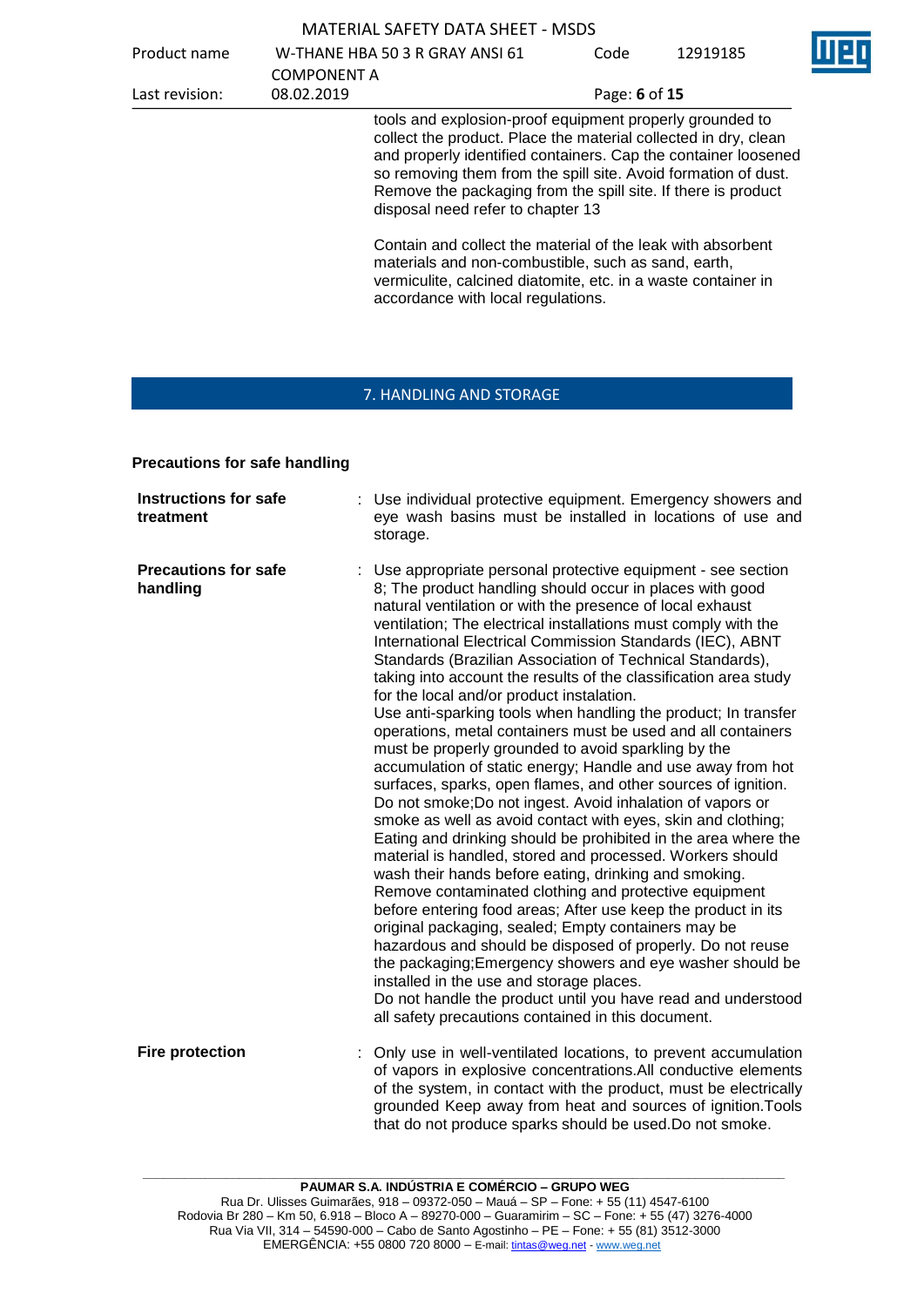tools and explosion-proof equipment properly grounded to collect the product. Place the material collected in dry, clean and properly identified containers. Cap the container loosened so removing them from the spill site. Avoid formation of dust. Remove the packaging from the spill site. If there is product disposal need refer to chapter 13

Contain and collect the material of the leak with absorbent materials and non-combustible, such as sand, earth, vermiculite, calcined diatomite, etc. in a waste container in accordance with local regulations.

## 7. HANDLING AND STORAGE

### Precautions for safe handling

**Instructions for safe treatment** : Use individual protective equipment. Emergency showers and eye wash basins must be installed in locations of use and storage.

**Precautions for safe handling** : Use appropriate personal protective equipment - see section 8; The product handling should occur in places with good natural ventilation or with the presence of local exhaust ventilation; The electrical installations must comply with the International Electrical Commission Standards (IEC), ABNT Standards (Brazilian Association of Technical Standards), taking into account the results of the classification area study for the local and/or product instalation.
Use anti-sparking tools when handling the product; In transfer operations, metal containers must be used and all containers must be properly grounded to avoid sparkling by the accumulation of static energy; Handle and use away from hot surfaces, sparks, open flames, and other sources of ignition. Do not smoke;Do not ingest. Avoid inhalation of vapors or smoke as well as avoid contact with eyes, skin and clothing; Eating and drinking should be prohibited in the area where the material is handled, stored and processed. Workers should wash their hands before eating, drinking and smoking. Remove contaminated clothing and protective equipment before entering food areas; After use keep the product in its original packaging, sealed; Empty containers may be hazardous and should be disposed of properly. Do not reuse the packaging;Emergency showers and eye washer should be installed in the use and storage places.
Do not handle the product until you have read and understood all safety precautions contained in this document.

**Fire protection** : Only use in well-ventilated locations, to prevent accumulation of vapors in explosive concentrations.All conductive elements of the system, in contact with the product, must be electrically grounded Keep away from heat and sources of ignition.Tools that do not produce sparks should be used.Do not smoke.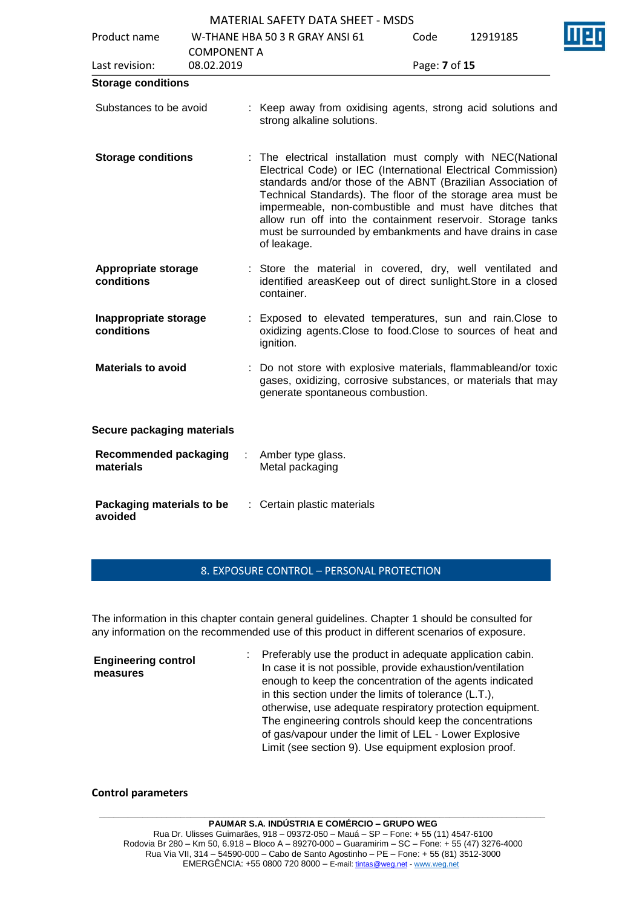**Storage conditions**

| | | |
|---|---|---|
| Substances to be avoid | : | Keep away from oxidising agents, strong acid solutions and strong alkaline solutions. |
| **Storage conditions** | : | The electrical installation must comply with NEC(National Electrical Code) or IEC (International Electrical Commission) standards and/or those of the ABNT (Brazilian Association of Technical Standards). The floor of the storage area must be impermeable, non-combustible and must have ditches that allow run off into the containment reservoir. Storage tanks must be surrounded by embankments and have drains in case of leakage. |
| **Appropriate storage conditions** | : | Store the material in covered, dry, well ventilated and identified areasKeep out of direct sunlight.Store in a closed container. |
| **Inappropriate storage conditions** | : | Exposed to elevated temperatures, sun and rain.Close to oxidizing agents.Close to food.Close to sources of heat and ignition. |
| **Materials to avoid** | : | Do not store with explosive materials, flammableand/or toxic gases, oxidizing, corrosive substances, or materials that may generate spontaneous combustion. |

**Secure packaging materials**

| | | |
|---|---|---|
| **Recommended packaging materials** | : | Amber type glass.<br>Metal packaging |
| **Packaging materials to be avoided** | : | Certain plastic materials |

## 8. EXPOSURE CONTROL – PERSONAL PROTECTION

The information in this chapter contain general guidelines. Chapter 1 should be consulted for any information on the recommended use of this product in different scenarios of exposure.

| | | |
|---|---|---|
| **Engineering control measures** | : | Preferably use the product in adequate application cabin. In case it is not possible, provide exhaustion/ventilation enough to keep the concentration of the agents indicated in this section under the limits of tolerance (L.T.), otherwise, use adequate respiratory protection equipment. The engineering controls should keep the concentrations of gas/vapour under the limit of LEL - Lower Explosive Limit (see section 9). Use equipment explosion proof. |

**Control parameters**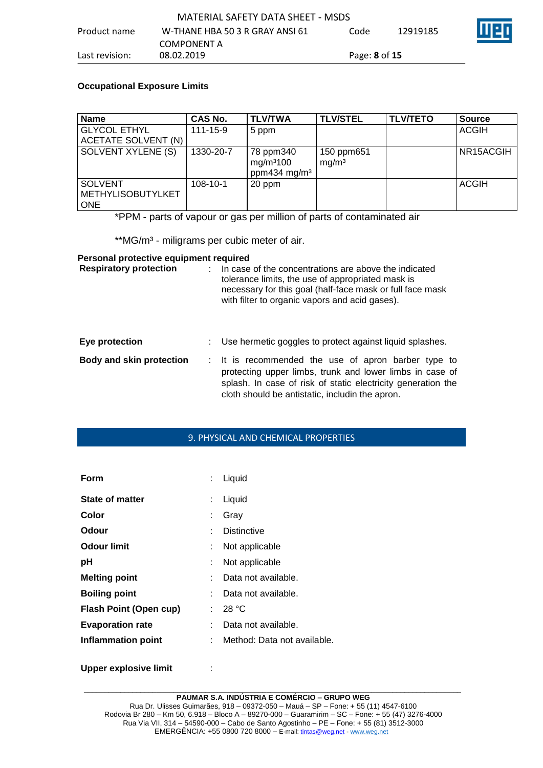**Occupational Exposure Limits**

| Name | CAS No. | TLV/TWA | TLV/STEL | TLV/TETO | Source |
|---|---|---|---|---|---|
| GLYCOL ETHYL ACETATE SOLVENT (N) | 111-15-9 | 5 ppm | | | ACGIH |
| SOLVENT XYLENE (S) | 1330-20-7 | 78 ppm340 mg/m³100 ppm434 mg/m³ | 150 ppm651 mg/m³ | | NR15ACGIH |
| SOLVENT METHYLISOBUTYLKETONE | 108-10-1 | 20 ppm | | | ACGIH |

*PPM - parts of vapour or gas per million of parts of contaminated air

**MG/m³ - miligrams per cubic meter of air.

**Personal protective equipment required**

**Respiratory protection** : In case of the concentrations are above the indicated tolerance limits, the use of appropriated mask is necessary for this goal (half-face mask or full face mask with filter to organic vapors and acid gases).

**Eye protection** : Use hermetic goggles to protect against liquid splashes.

**Body and skin protection** : It is recommended the use of apron barber type to protecting upper limbs, trunk and lower limbs in case of splash. In case of risk of static electricity generation the cloth should be antistatic, includin the apron.

## 9. PHYSICAL AND CHEMICAL PROPERTIES

**Form** : Liquid

**State of matter** : Liquid

**Color** : Gray

**Odour** : Distinctive

**Odour limit** : Not applicable

**pH** : Not applicable

**Melting point** : Data not available.

**Boiling point** : Data not available.

**Flash Point (Open cup)** : 28 °C

**Evaporation rate** : Data not available.

**Inflammation point** : Method: Data not available.

**Upper explosive limit** :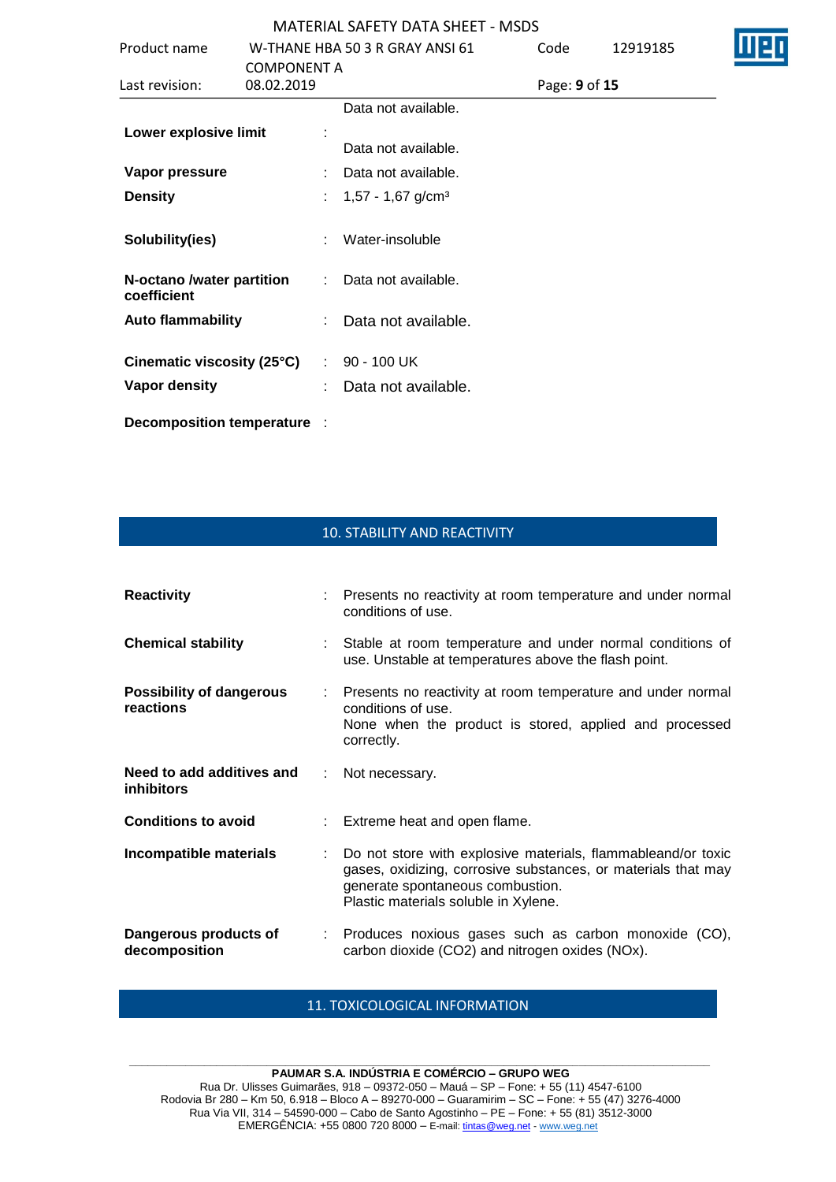Data not available.

| | | |
|---|---|---|
| **Lower explosive limit** | : | Data not available. |
| **Vapor pressure** | : | Data not available. |
| **Density** | : | 1,57 - 1,67 g/cm³ |
| **Solubility(ies)** | : | Water-insoluble |
| **N-octano /water partition coefficient** | : | Data not available. |
| **Auto flammability** | : | Data not available. |
| **Cinematic viscosity (25°C)** | : | 90 - 100 UK |
| **Vapor density** | : | Data not available. |
| **Decomposition temperature** | : | |

## 10. STABILITY AND REACTIVITY

| | | |
|---|---|---|
| **Reactivity** | : | Presents no reactivity at room temperature and under normal conditions of use. |
| **Chemical stability** | : | Stable at room temperature and under normal conditions of use. Unstable at temperatures above the flash point. |
| **Possibility of dangerous reactions** | : | Presents no reactivity at room temperature and under normal conditions of use.<br>None when the product is stored, applied and processed correctly. |
| **Need to add additives and inhibitors** | : | Not necessary. |
| **Conditions to avoid** | : | Extreme heat and open flame. |
| **Incompatible materials** | : | Do not store with explosive materials, flammableand/or toxic gases, oxidizing, corrosive substances, or materials that may generate spontaneous combustion.<br>Plastic materials soluble in Xylene. |
| **Dangerous products of decomposition** | : | Produces noxious gases such as carbon monoxide (CO), carbon dioxide (CO2) and nitrogen oxides (NOx). |

## 11. TOXICOLOGICAL INFORMATION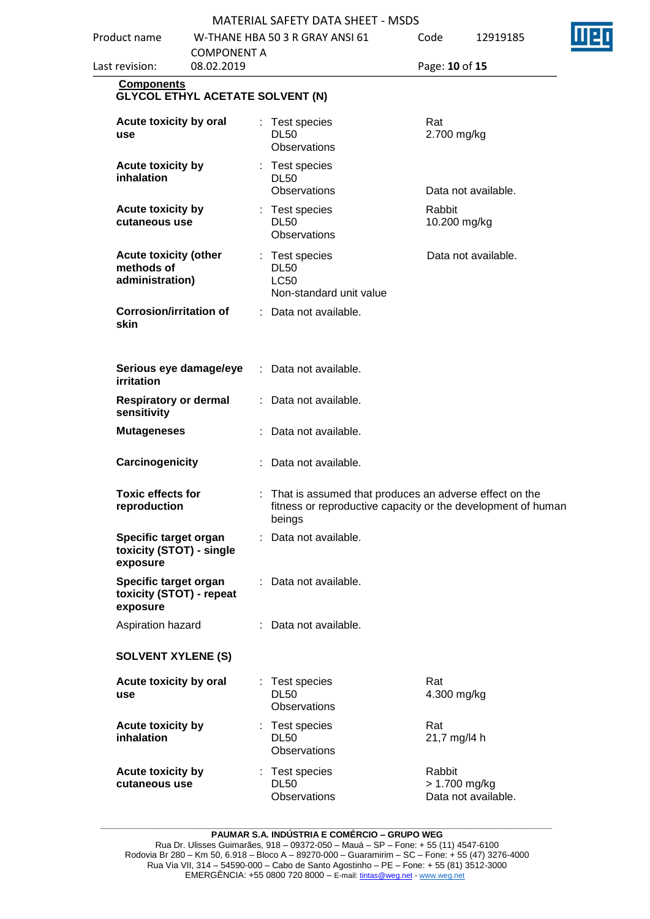**Components**

**GLYCOL ETHYL ACETATE SOLVENT (N)**

| | | | |
|---|---|---|---|
| **Acute toxicity by oral use** | : | Test species<br>DL50<br>Observations | Rat<br>2.700 mg/kg |
| **Acute toxicity by inhalation** | : | Test species<br>DL50<br>Observations | <br><br>Data not available. |
| **Acute toxicity by cutaneous use** | : | Test species<br>DL50<br>Observations | Rabbit<br>10.200 mg/kg |
| **Acute toxicity (other methods of administration)** | : | Test species<br>DL50<br>LC50<br>Non-standard unit value | Data not available. |
| **Corrosion/irritation of skin** | : | Data not available. | |
| **Serious eye damage/eye irritation** | : | Data not available. | |
| **Respiratory or dermal sensitivity** | : | Data not available. | |
| **Mutageneses** | : | Data not available. | |
| **Carcinogenicity** | : | Data not available. | |
| **Toxic effects for reproduction** | : | That is assumed that produces an adverse effect on the fitness or reproductive capacity or the development of human beings | |
| **Specific target organ toxicity (STOT) - single exposure** | : | Data not available. | |
| **Specific target organ toxicity (STOT) - repeat exposure** | : | Data not available. | |
| Aspiration hazard | : | Data not available. | |

**SOLVENT XYLENE (S)**

| | | | |
|---|---|---|---|
| **Acute toxicity by oral use** | : | Test species<br>DL50<br>Observations | Rat<br>4.300 mg/kg |
| **Acute toxicity by inhalation** | : | Test species<br>DL50<br>Observations | Rat<br>21,7 mg/l4 h |
| **Acute toxicity by cutaneous use** | : | Test species<br>DL50<br>Observations | Rabbit<br>> 1.700 mg/kg<br>Data not available. |

**PAUMAR S.A. INDÚSTRIA E COMÉRCIO – GRUPO WEG**
Rua Dr. Ulisses Guimarães, 918 – 09372-050 – Mauá – SP – Fone: + 55 (11) 4547-6100
Rodovia Br 280 – Km 50, 6.918 – Bloco A – 89270-000 – Guaramirim – SC – Fone: + 55 (47) 3276-4000
Rua Via VII, 314 – 54590-000 – Cabo de Santo Agostinho – PE – Fone: + 55 (81) 3512-3000
EMERGÊNCIA: +55 0800 720 8000 – E-mail: tintas@weg.net - www.weg.net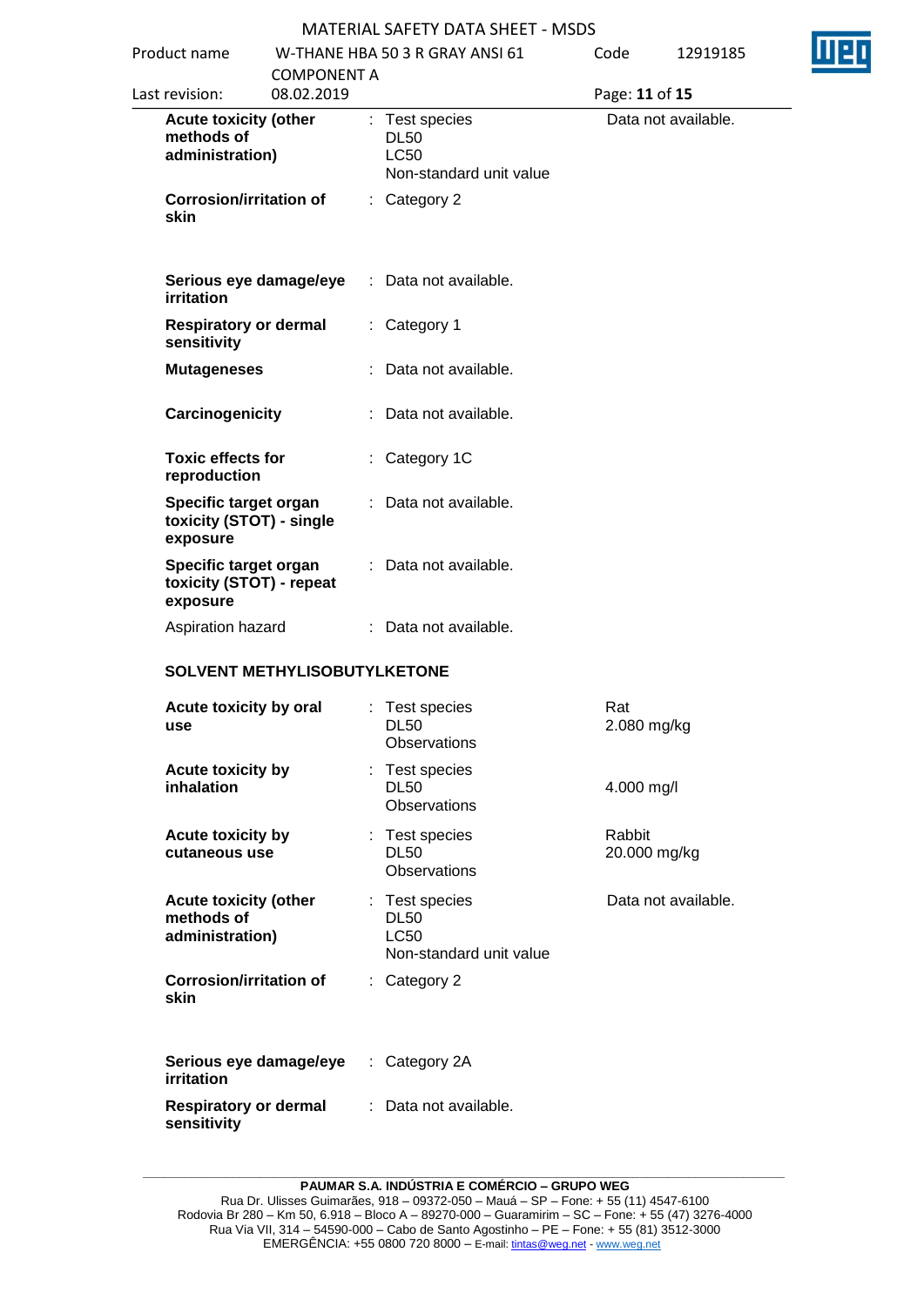| | | |
|---|---|---|
| **Acute toxicity (other methods of administration)** | : Test species<br>DL50<br>LC50<br>Non-standard unit value | Data not available. |
| **Corrosion/irritation of skin** | : Category 2 | |
| **Serious eye damage/eye irritation** | : Data not available. | |
| **Respiratory or dermal sensitivity** | : Category 1 | |
| **Mutageneses** | : Data not available. | |
| **Carcinogenicity** | : Data not available. | |
| **Toxic effects for reproduction** | : Category 1C | |
| **Specific target organ toxicity (STOT) - single exposure** | : Data not available. | |
| **Specific target organ toxicity (STOT) - repeat exposure** | : Data not available. | |
| Aspiration hazard | : Data not available. | |

**SOLVENT METHYLISOBUTYLKETONE**

| | | |
|---|---|---|
| **Acute toxicity by oral use** | : Test species<br>DL50<br>Observations | Rat<br>2.080 mg/kg |
| **Acute toxicity by inhalation** | : Test species<br>DL50<br>Observations | <br>4.000 mg/l |
| **Acute toxicity by cutaneous use** | : Test species<br>DL50<br>Observations | Rabbit<br>20.000 mg/kg |
| **Acute toxicity (other methods of administration)** | : Test species<br>DL50<br>LC50<br>Non-standard unit value | Data not available. |
| **Corrosion/irritation of skin** | : Category 2 | |
| **Serious eye damage/eye irritation** | : Category 2A | |
| **Respiratory or dermal sensitivity** | : Data not available. | |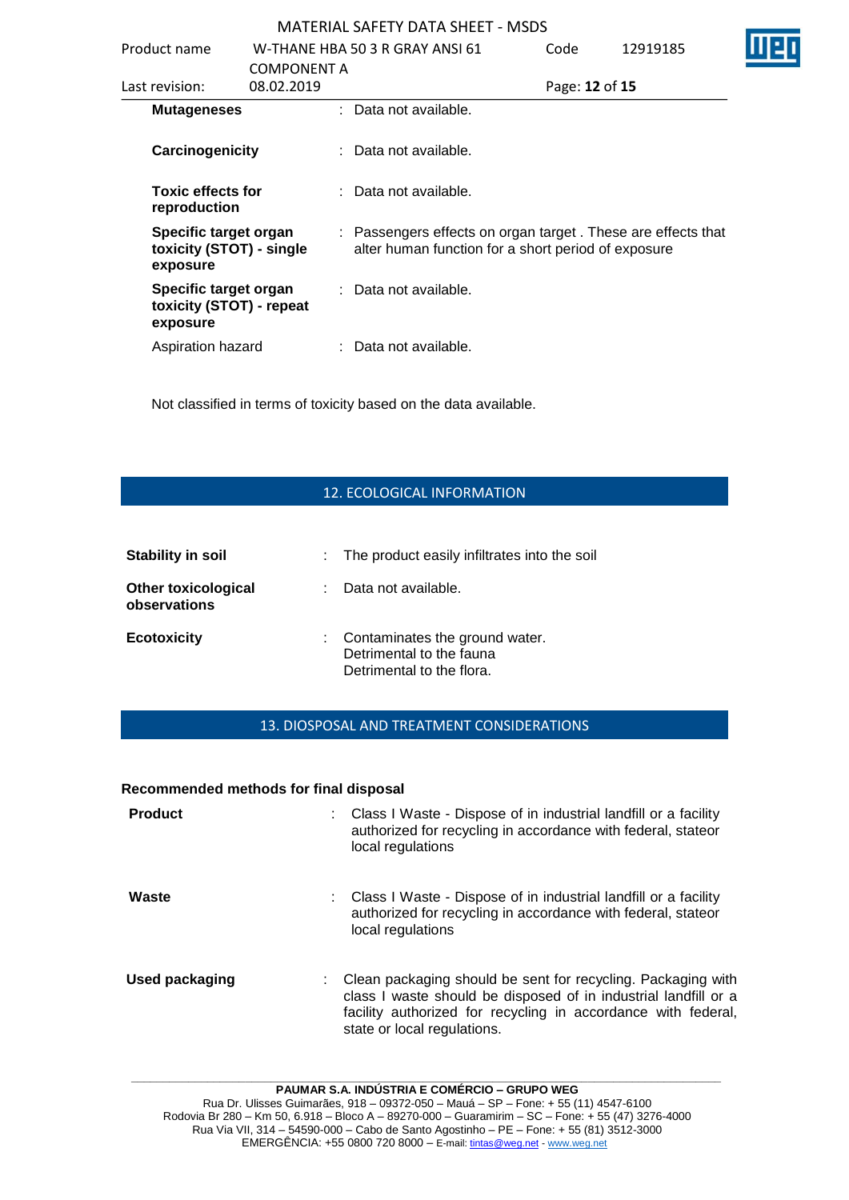| | | |
|---|---|---|
| **Mutageneses** | : | Data not available. |
| **Carcinogenicity** | : | Data not available. |
| **Toxic effects for reproduction** | : | Data not available. |
| **Specific target organ toxicity (STOT) - single exposure** | : | Passengers effects on organ target . These are effects that alter human function for a short period of exposure |
| **Specific target organ toxicity (STOT) - repeat exposure** | : | Data not available. |
| Aspiration hazard | : | Data not available. |

Not classified in terms of toxicity based on the data available.

## 12. ECOLOGICAL INFORMATION

| | | |
|---|---|---|
| **Stability in soil** | : | The product easily infiltrates into the soil |
| **Other toxicological observations** | : | Data not available. |
| **Ecotoxicity** | : | Contaminates the ground water.<br>Detrimental to the fauna<br>Detrimental to the flora. |

## 13. DIOSPOSAL AND TREATMENT CONSIDERATIONS

**Recommended methods for final disposal**

| | | |
|---|---|---|
| **Product** | : | Class I Waste - Dispose of in industrial landfill or a facility authorized for recycling in accordance with federal, stateor local regulations |
| **Waste** | : | Class I Waste - Dispose of in industrial landfill or a facility authorized for recycling in accordance with federal, stateor local regulations |
| **Used packaging** | : | Clean packaging should be sent for recycling. Packaging with class I waste should be disposed of in industrial landfill or a facility authorized for recycling in accordance with federal, state or local regulations. |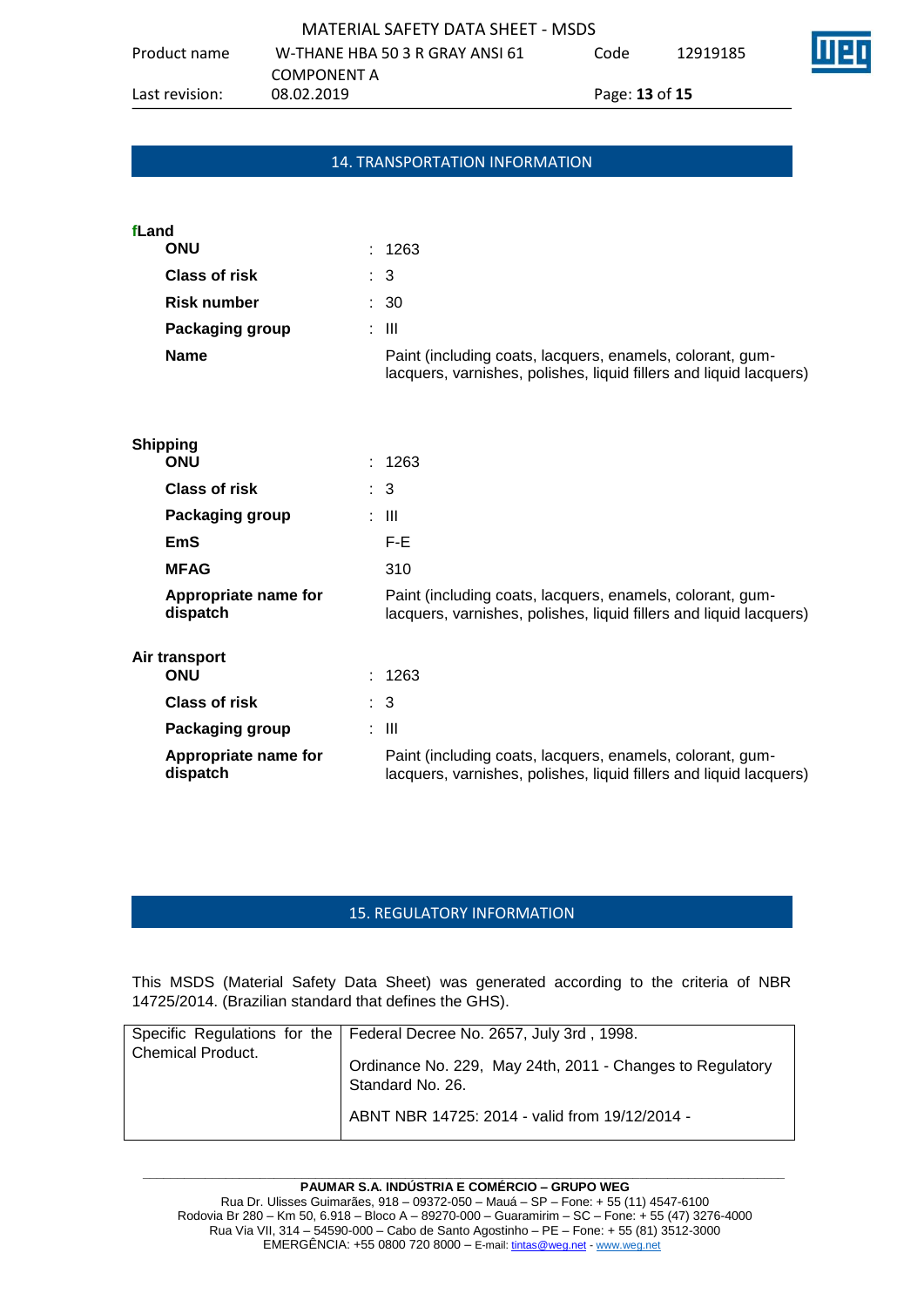## 14. TRANSPORTATION INFORMATION

**fLand**

| | | |
|---|---|---|
| **ONU** | : | 1263 |
| **Class of risk** | : | 3 |
| **Risk number** | : | 30 |
| **Packaging group** | : | III |
| **Name** | | Paint (including coats, lacquers, enamels, colorant, gum-lacquers, varnishes, polishes, liquid fillers and liquid lacquers) |

**Shipping**

| | | |
|---|---|---|
| **ONU** | : | 1263 |
| **Class of risk** | : | 3 |
| **Packaging group** | : | III |
| **EmS** | | F-E |
| **MFAG** | | 310 |
| **Appropriate name for dispatch** | | Paint (including coats, lacquers, enamels, colorant, gum-lacquers, varnishes, polishes, liquid fillers and liquid lacquers) |

**Air transport**

| | | |
|---|---|---|
| **ONU** | : | 1263 |
| **Class of risk** | : | 3 |
| **Packaging group** | : | III |
| **Appropriate name for dispatch** | | Paint (including coats, lacquers, enamels, colorant, gum-lacquers, varnishes, polishes, liquid fillers and liquid lacquers) |

## 15. REGULATORY INFORMATION

This MSDS (Material Safety Data Sheet) was generated according to the criteria of NBR 14725/2014. (Brazilian standard that defines the GHS).

| | |
|---|---|
| Specific Regulations for the Chemical Product. | Federal Decree No. 2657, July 3rd , 1998.<br><br>Ordinance No. 229, May 24th, 2011 - Changes to Regulatory Standard No. 26.<br><br>ABNT NBR 14725: 2014 - valid from 19/12/2014 - |

**PAUMAR S.A. INDÚSTRIA E COMÉRCIO – GRUPO WEG**
Rua Dr. Ulisses Guimarães, 918 – 09372-050 – Mauá – SP – Fone: + 55 (11) 4547-6100
Rodovia Br 280 – Km 50, 6.918 – Bloco A – 89270-000 – Guaramirim – SC – Fone: + 55 (47) 3276-4000
Rua Via VII, 314 – 54590-000 – Cabo de Santo Agostinho – PE – Fone: + 55 (81) 3512-3000
EMERGÊNCIA: +55 0800 720 8000 – E-mail: tintas@weg.net - www.weg.net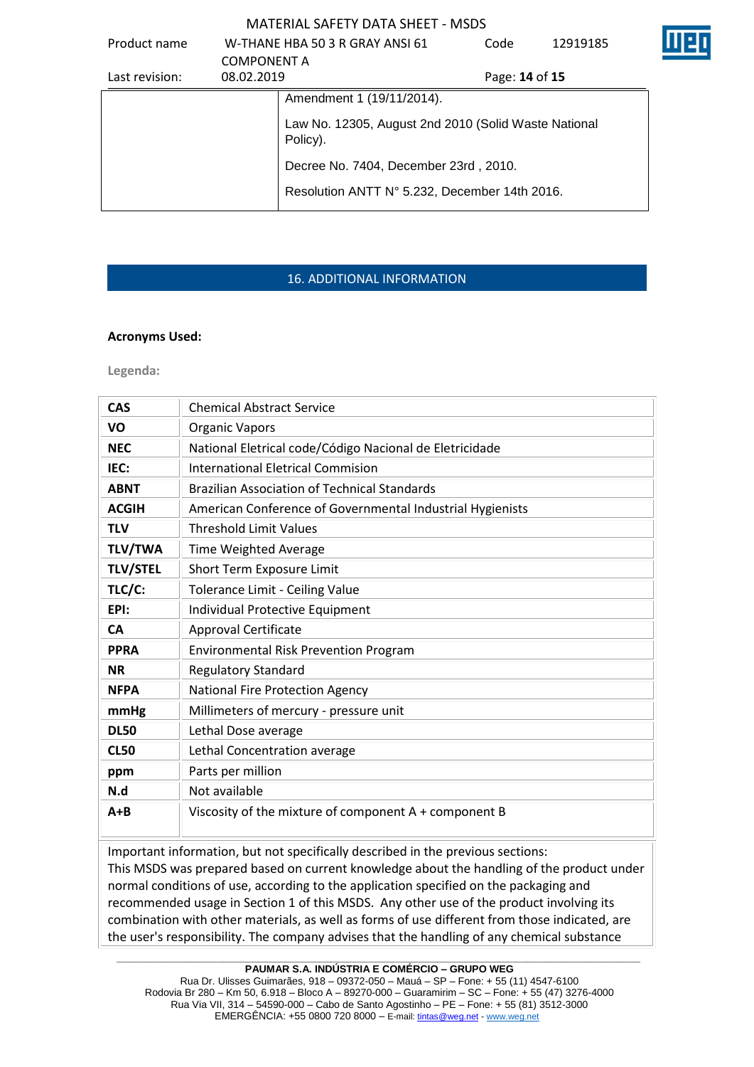| | Amendment 1 (19/11/2014). |
|---|---|
| | Law No. 12305, August 2nd 2010 (Solid Waste National Policy). |
| | Decree No. 7404, December 23rd , 2010. |
| | Resolution ANTT N° 5.232, December 14th 2016. |

## 16. ADDITIONAL INFORMATION

**Acronyms Used:**

Legenda:

| | |
|---|---|
| **CAS** | Chemical Abstract Service |
| **VO** | Organic Vapors |
| **NEC** | National Eletrical code/Código Nacional de Eletricidade |
| **IEC:** | International Eletrical Commision |
| **ABNT** | Brazilian Association of Technical Standards |
| **ACGIH** | American Conference of Governmental Industrial Hygienists |
| **TLV** | Threshold Limit Values |
| **TLV/TWA** | Time Weighted Average |
| **TLV/STEL** | Short Term Exposure Limit |
| **TLC/C:** | Tolerance Limit - Ceiling Value |
| **EPI:** | Individual Protective Equipment |
| **CA** | Approval Certificate |
| **PPRA** | Environmental Risk Prevention Program |
| **NR** | Regulatory Standard |
| **NFPA** | National Fire Protection Agency |
| **mmHg** | Millimeters of mercury - pressure unit |
| **DL50** | Lethal Dose average |
| **CL50** | Lethal Concentration average |
| **ppm** | Parts per million |
| **N.d** | Not available |
| **A+B** | Viscosity of the mixture of component A + component B |

Important information, but not specifically described in the previous sections:
This MSDS was prepared based on current knowledge about the handling of the product under normal conditions of use, according to the application specified on the packaging and recommended usage in Section 1 of this MSDS. Any other use of the product involving its combination with other materials, as well as forms of use different from those indicated, are the user's responsibility. The company advises that the handling of any chemical substance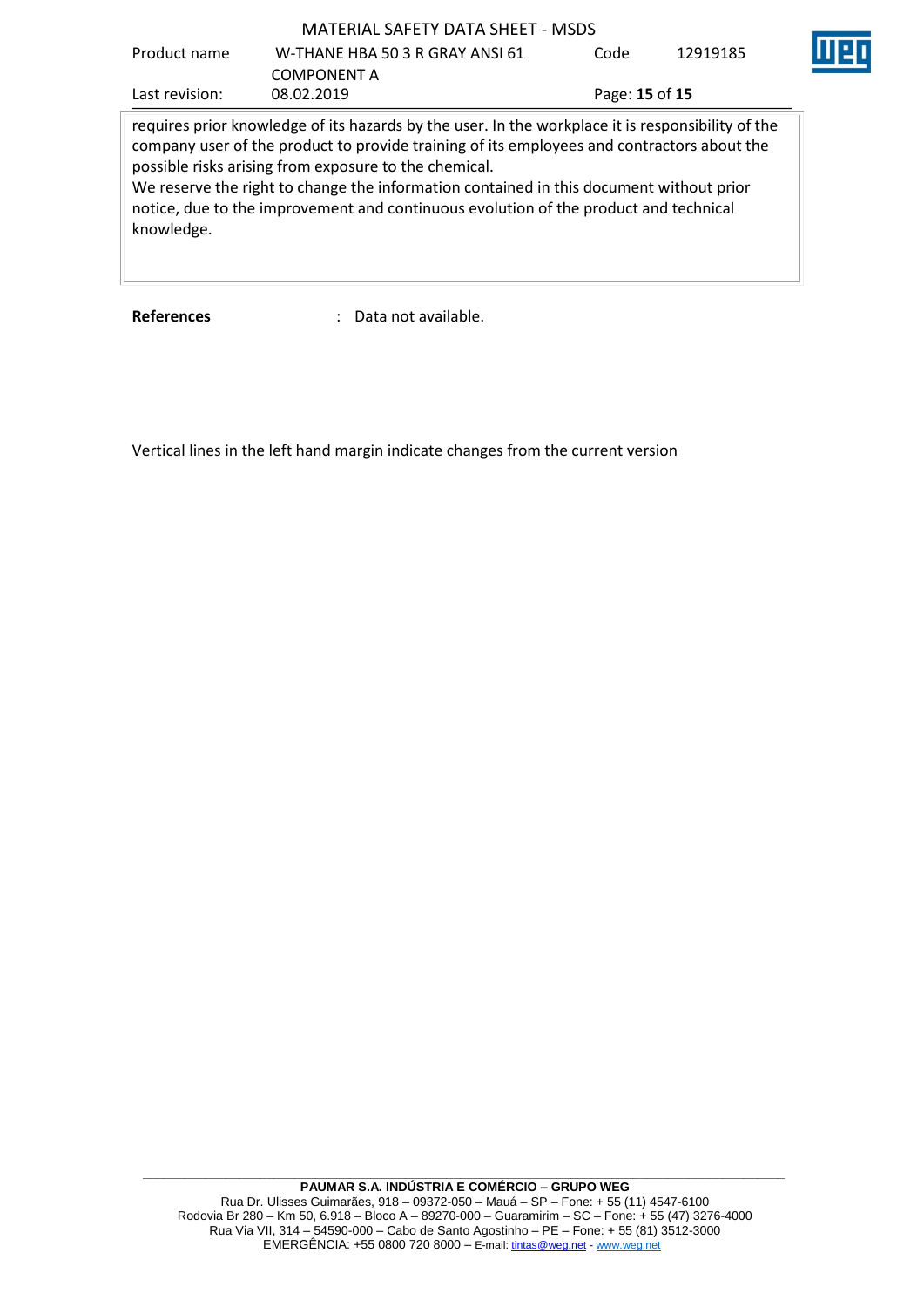requires prior knowledge of its hazards by the user. In the workplace it is responsibility of the company user of the product to provide training of its employees and contractors about the possible risks arising from exposure to the chemical.
We reserve the right to change the information contained in this document without prior notice, due to the improvement and continuous evolution of the product and technical knowledge.

**References** : Data not available.

Vertical lines in the left hand margin indicate changes from the current version